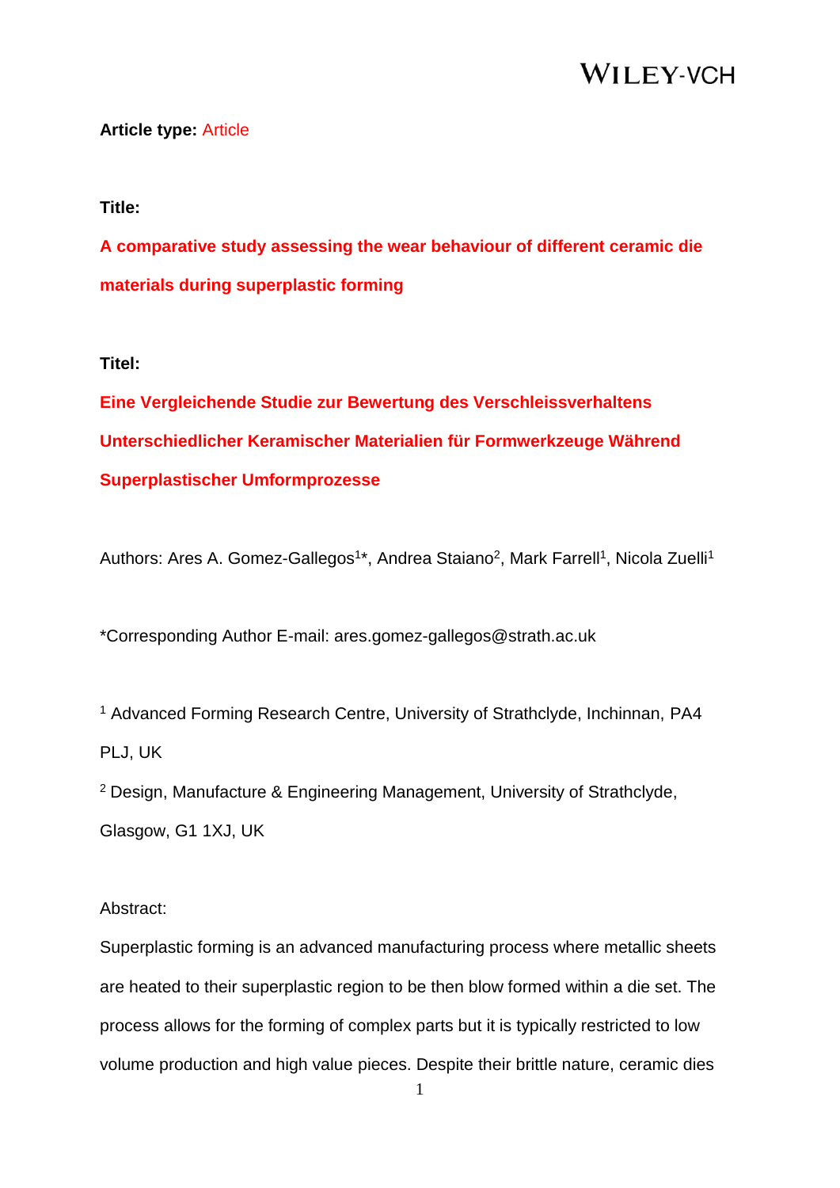**Article type:** Article

**Title:**

**A comparative study assessing the wear behaviour of different ceramic die materials during superplastic forming**

**Titel:**

**Eine Vergleichende Studie zur Bewertung des Verschleissverhaltens Unterschiedlicher Keramischer Materialien für Formwerkzeuge Während Superplastischer Umformprozesse**

Authors: Ares A. Gomez-Gallegos[1]*, Andrea Staiano[2], Mark Farrell[1], Nicola Zuelli[1]

*Corresponding Author E-mail: ares.gomez-gallegos@strath.ac.uk

[1] Advanced Forming Research Centre, University of Strathclyde, Inchinnan, PA4 PLJ, UK

[2] Design, Manufacture & Engineering Management, University of Strathclyde, Glasgow, G1 1XJ, UK

Abstract:

Superplastic forming is an advanced manufacturing process where metallic sheets are heated to their superplastic region to be then blow formed within a die set. The process allows for the forming of complex parts but it is typically restricted to low volume production and high value pieces. Despite their brittle nature, ceramic dies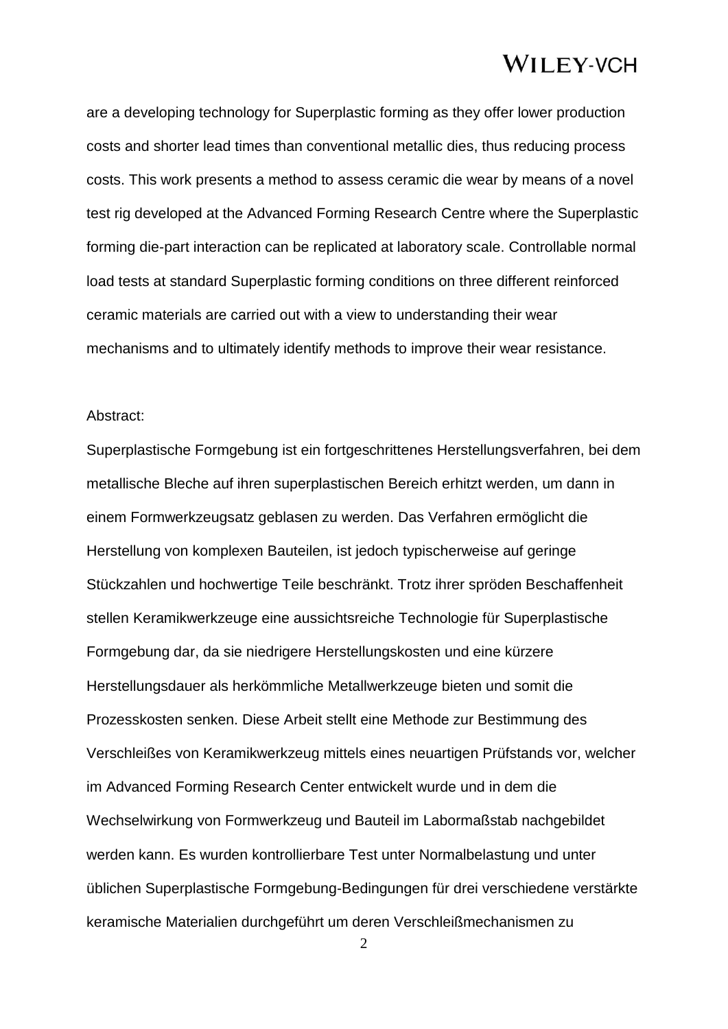are a developing technology for Superplastic forming as they offer lower production costs and shorter lead times than conventional metallic dies, thus reducing process costs. This work presents a method to assess ceramic die wear by means of a novel test rig developed at the Advanced Forming Research Centre where the Superplastic forming die-part interaction can be replicated at laboratory scale. Controllable normal load tests at standard Superplastic forming conditions on three different reinforced ceramic materials are carried out with a view to understanding their wear mechanisms and to ultimately identify methods to improve their wear resistance.

Abstract:

Superplastische Formgebung ist ein fortgeschrittenes Herstellungsverfahren, bei dem metallische Bleche auf ihren superplastischen Bereich erhitzt werden, um dann in einem Formwerkzeugsatz geblasen zu werden. Das Verfahren ermöglicht die Herstellung von komplexen Bauteilen, ist jedoch typischerweise auf geringe Stückzahlen und hochwertige Teile beschränkt. Trotz ihrer spröden Beschaffenheit stellen Keramikwerkzeuge eine aussichtsreiche Technologie für Superplastische Formgebung dar, da sie niedrigere Herstellungskosten und eine kürzere Herstellungsdauer als herkömmliche Metallwerkzeuge bieten und somit die Prozesskosten senken. Diese Arbeit stellt eine Methode zur Bestimmung des Verschleißes von Keramikwerkzeug mittels eines neuartigen Prüfstands vor, welcher im Advanced Forming Research Center entwickelt wurde und in dem die Wechselwirkung von Formwerkzeug und Bauteil im Labormaßstab nachgebildet werden kann. Es wurden kontrollierbare Test unter Normalbelastung und unter üblichen Superplastische Formgebung-Bedingungen für drei verschiedene verstärkte keramische Materialien durchgeführt um deren Verschleißmechanismen zu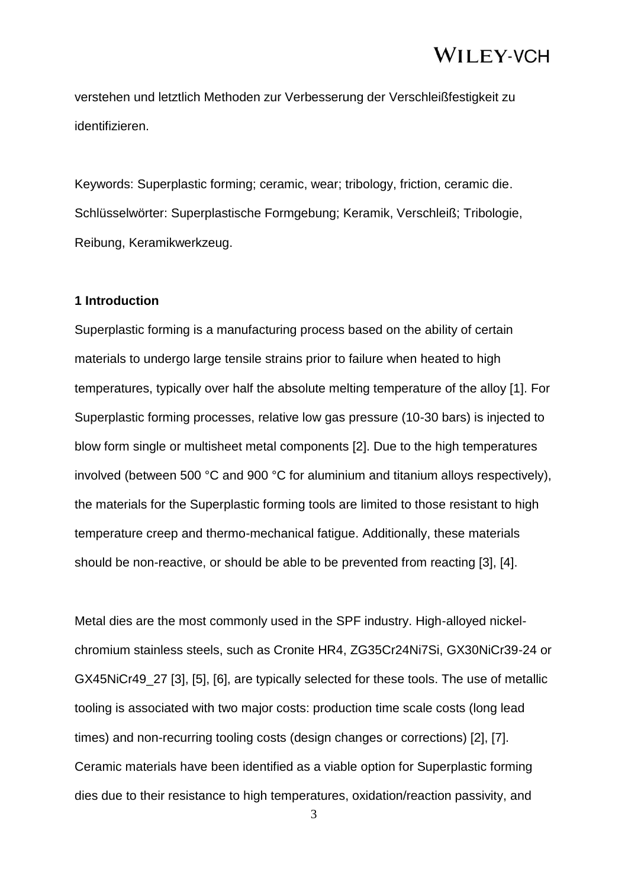verstehen und letztlich Methoden zur Verbesserung der Verschleißfestigkeit zu identifizieren.

Keywords: Superplastic forming; ceramic, wear; tribology, friction, ceramic die.
Schlüsselwörter: Superplastische Formgebung; Keramik, Verschleiß; Tribologie, Reibung, Keramikwerkzeug.

## 1 Introduction

Superplastic forming is a manufacturing process based on the ability of certain materials to undergo large tensile strains prior to failure when heated to high temperatures, typically over half the absolute melting temperature of the alloy [1]. For Superplastic forming processes, relative low gas pressure (10-30 bars) is injected to blow form single or multisheet metal components [2]. Due to the high temperatures involved (between 500 °C and 900 °C for aluminium and titanium alloys respectively), the materials for the Superplastic forming tools are limited to those resistant to high temperature creep and thermo-mechanical fatigue. Additionally, these materials should be non-reactive, or should be able to be prevented from reacting [3], [4].

Metal dies are the most commonly used in the SPF industry. High-alloyed nickel-chromium stainless steels, such as Cronite HR4, ZG35Cr24Ni7Si, GX30NiCr39-24 or GX45NiCr49_27 [3], [5], [6], are typically selected for these tools. The use of metallic tooling is associated with two major costs: production time scale costs (long lead times) and non-recurring tooling costs (design changes or corrections) [2], [7]. Ceramic materials have been identified as a viable option for Superplastic forming dies due to their resistance to high temperatures, oxidation/reaction passivity, and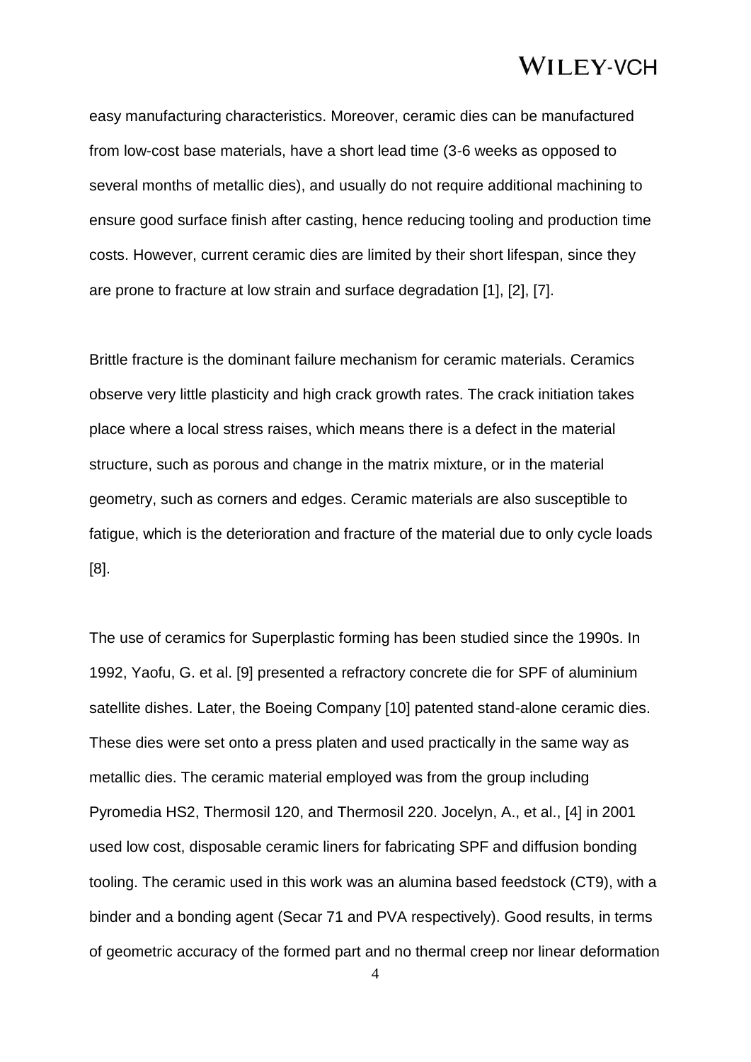easy manufacturing characteristics. Moreover, ceramic dies can be manufactured from low-cost base materials, have a short lead time (3-6 weeks as opposed to several months of metallic dies), and usually do not require additional machining to ensure good surface finish after casting, hence reducing tooling and production time costs. However, current ceramic dies are limited by their short lifespan, since they are prone to fracture at low strain and surface degradation [1], [2], [7].

Brittle fracture is the dominant failure mechanism for ceramic materials. Ceramics observe very little plasticity and high crack growth rates. The crack initiation takes place where a local stress raises, which means there is a defect in the material structure, such as porous and change in the matrix mixture, or in the material geometry, such as corners and edges. Ceramic materials are also susceptible to fatigue, which is the deterioration and fracture of the material due to only cycle loads [8].

The use of ceramics for Superplastic forming has been studied since the 1990s. In 1992, Yaofu, G. et al. [9] presented a refractory concrete die for SPF of aluminium satellite dishes. Later, the Boeing Company [10] patented stand-alone ceramic dies. These dies were set onto a press platen and used practically in the same way as metallic dies. The ceramic material employed was from the group including Pyromedia HS2, Thermosil 120, and Thermosil 220. Jocelyn, A., et al., [4] in 2001 used low cost, disposable ceramic liners for fabricating SPF and diffusion bonding tooling. The ceramic used in this work was an alumina based feedstock (CT9), with a binder and a bonding agent (Secar 71 and PVA respectively). Good results, in terms of geometric accuracy of the formed part and no thermal creep nor linear deformation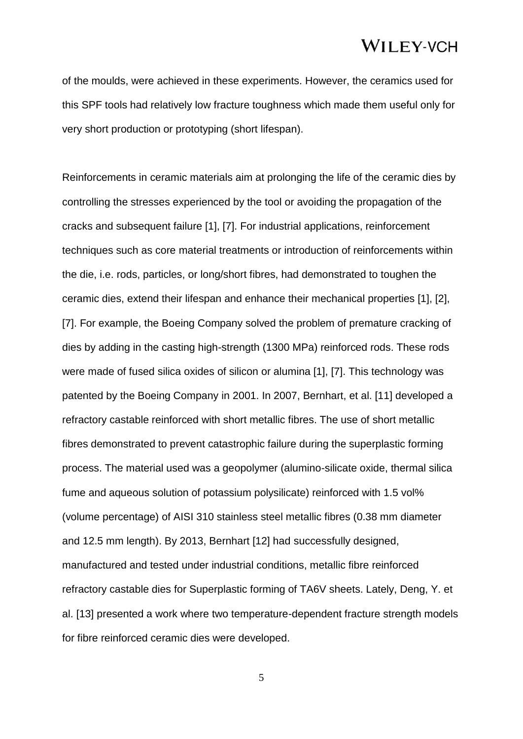of the moulds, were achieved in these experiments. However, the ceramics used for this SPF tools had relatively low fracture toughness which made them useful only for very short production or prototyping (short lifespan).

Reinforcements in ceramic materials aim at prolonging the life of the ceramic dies by controlling the stresses experienced by the tool or avoiding the propagation of the cracks and subsequent failure [1], [7]. For industrial applications, reinforcement techniques such as core material treatments or introduction of reinforcements within the die, i.e. rods, particles, or long/short fibres, had demonstrated to toughen the ceramic dies, extend their lifespan and enhance their mechanical properties [1], [2], [7]. For example, the Boeing Company solved the problem of premature cracking of dies by adding in the casting high-strength (1300 MPa) reinforced rods. These rods were made of fused silica oxides of silicon or alumina [1], [7]. This technology was patented by the Boeing Company in 2001. In 2007, Bernhart, et al. [11] developed a refractory castable reinforced with short metallic fibres. The use of short metallic fibres demonstrated to prevent catastrophic failure during the superplastic forming process. The material used was a geopolymer (alumino-silicate oxide, thermal silica fume and aqueous solution of potassium polysilicate) reinforced with 1.5 vol% (volume percentage) of AISI 310 stainless steel metallic fibres (0.38 mm diameter and 12.5 mm length). By 2013, Bernhart [12] had successfully designed, manufactured and tested under industrial conditions, metallic fibre reinforced refractory castable dies for Superplastic forming of TA6V sheets. Lately, Deng, Y. et al. [13] presented a work where two temperature-dependent fracture strength models for fibre reinforced ceramic dies were developed.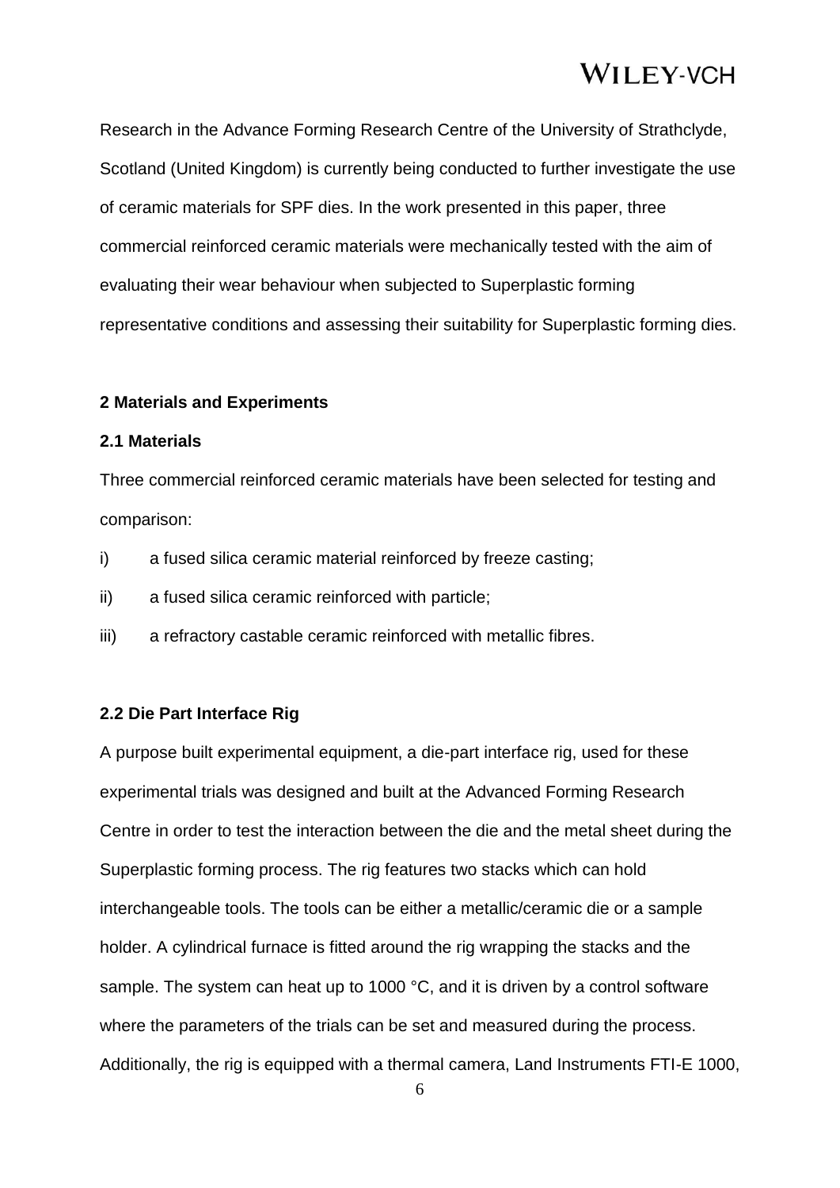Research in the Advance Forming Research Centre of the University of Strathclyde, Scotland (United Kingdom) is currently being conducted to further investigate the use of ceramic materials for SPF dies. In the work presented in this paper, three commercial reinforced ceramic materials were mechanically tested with the aim of evaluating their wear behaviour when subjected to Superplastic forming representative conditions and assessing their suitability for Superplastic forming dies.

## 2 Materials and Experiments

### 2.1 Materials

Three commercial reinforced ceramic materials have been selected for testing and comparison:

i) a fused silica ceramic material reinforced by freeze casting;

ii) a fused silica ceramic reinforced with particle;

iii) a refractory castable ceramic reinforced with metallic fibres.

### 2.2 Die Part Interface Rig

A purpose built experimental equipment, a die-part interface rig, used for these experimental trials was designed and built at the Advanced Forming Research Centre in order to test the interaction between the die and the metal sheet during the Superplastic forming process. The rig features two stacks which can hold interchangeable tools. The tools can be either a metallic/ceramic die or a sample holder. A cylindrical furnace is fitted around the rig wrapping the stacks and the sample. The system can heat up to 1000 °C, and it is driven by a control software where the parameters of the trials can be set and measured during the process. Additionally, the rig is equipped with a thermal camera, Land Instruments FTI-E 1000,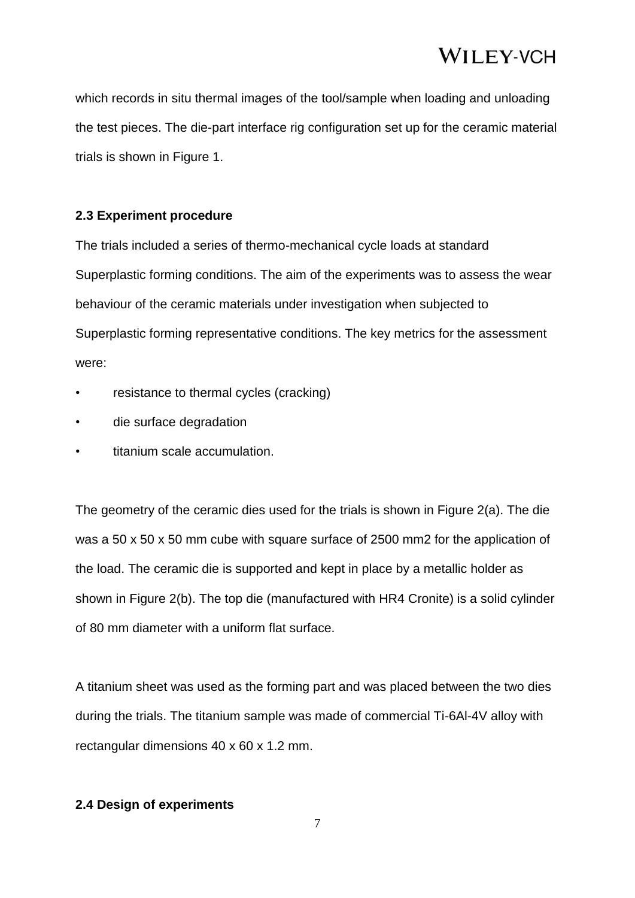which records in situ thermal images of the tool/sample when loading and unloading the test pieces. The die-part interface rig configuration set up for the ceramic material trials is shown in Figure 1.

### 2.3 Experiment procedure

The trials included a series of thermo-mechanical cycle loads at standard Superplastic forming conditions. The aim of the experiments was to assess the wear behaviour of the ceramic materials under investigation when subjected to Superplastic forming representative conditions. The key metrics for the assessment were:

- resistance to thermal cycles (cracking)
- die surface degradation
- titanium scale accumulation.

The geometry of the ceramic dies used for the trials is shown in Figure 2(a). The die was a 50 x 50 x 50 mm cube with square surface of 2500 mm2 for the application of the load. The ceramic die is supported and kept in place by a metallic holder as shown in Figure 2(b). The top die (manufactured with HR4 Cronite) is a solid cylinder of 80 mm diameter with a uniform flat surface.

A titanium sheet was used as the forming part and was placed between the two dies during the trials. The titanium sample was made of commercial Ti-6Al-4V alloy with rectangular dimensions 40 x 60 x 1.2 mm.

### 2.4 Design of experiments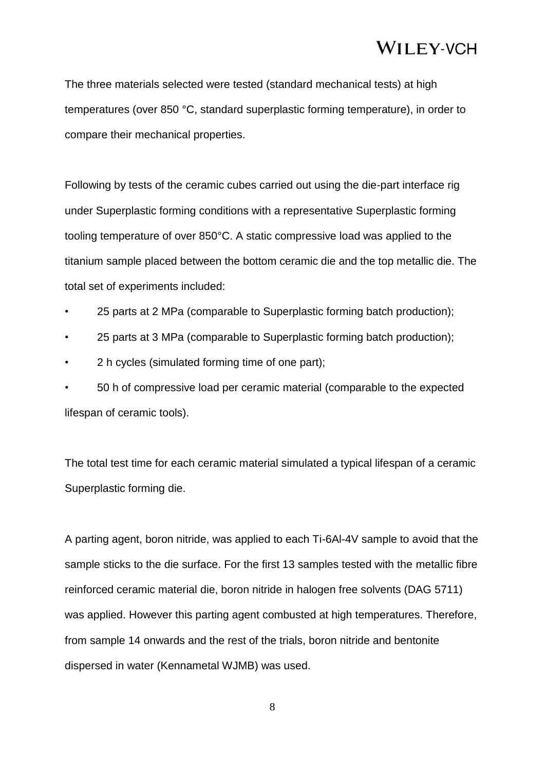The three materials selected were tested (standard mechanical tests) at high temperatures (over 850 °C, standard superplastic forming temperature), in order to compare their mechanical properties.

Following by tests of the ceramic cubes carried out using the die-part interface rig under Superplastic forming conditions with a representative Superplastic forming tooling temperature of over 850°C. A static compressive load was applied to the titanium sample placed between the bottom ceramic die and the top metallic die. The total set of experiments included:

- 25 parts at 2 MPa (comparable to Superplastic forming batch production);
- 25 parts at 3 MPa (comparable to Superplastic forming batch production);
- 2 h cycles (simulated forming time of one part);
- 50 h of compressive load per ceramic material (comparable to the expected lifespan of ceramic tools).

The total test time for each ceramic material simulated a typical lifespan of a ceramic Superplastic forming die.

A parting agent, boron nitride, was applied to each Ti-6Al-4V sample to avoid that the sample sticks to the die surface. For the first 13 samples tested with the metallic fibre reinforced ceramic material die, boron nitride in halogen free solvents (DAG 5711) was applied. However this parting agent combusted at high temperatures. Therefore, from sample 14 onwards and the rest of the trials, boron nitride and bentonite dispersed in water (Kennametal WJMB) was used.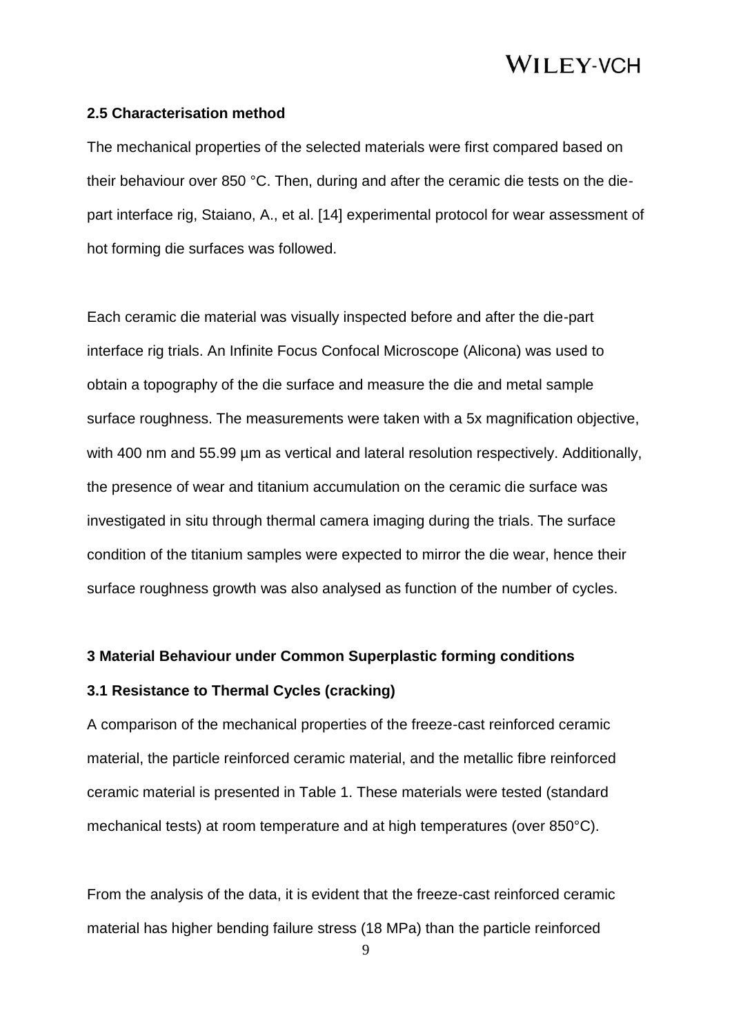### 2.5 Characterisation method

The mechanical properties of the selected materials were first compared based on their behaviour over 850 °C. Then, during and after the ceramic die tests on the die-part interface rig, Staiano, A., et al. [14] experimental protocol for wear assessment of hot forming die surfaces was followed.

Each ceramic die material was visually inspected before and after the die-part interface rig trials. An Infinite Focus Confocal Microscope (Alicona) was used to obtain a topography of the die surface and measure the die and metal sample surface roughness. The measurements were taken with a 5x magnification objective, with 400 nm and 55.99 µm as vertical and lateral resolution respectively. Additionally, the presence of wear and titanium accumulation on the ceramic die surface was investigated in situ through thermal camera imaging during the trials. The surface condition of the titanium samples were expected to mirror the die wear, hence their surface roughness growth was also analysed as function of the number of cycles.

## 3 Material Behaviour under Common Superplastic forming conditions

### 3.1 Resistance to Thermal Cycles (cracking)

A comparison of the mechanical properties of the freeze-cast reinforced ceramic material, the particle reinforced ceramic material, and the metallic fibre reinforced ceramic material is presented in Table 1. These materials were tested (standard mechanical tests) at room temperature and at high temperatures (over 850°C).

From the analysis of the data, it is evident that the freeze-cast reinforced ceramic material has higher bending failure stress (18 MPa) than the particle reinforced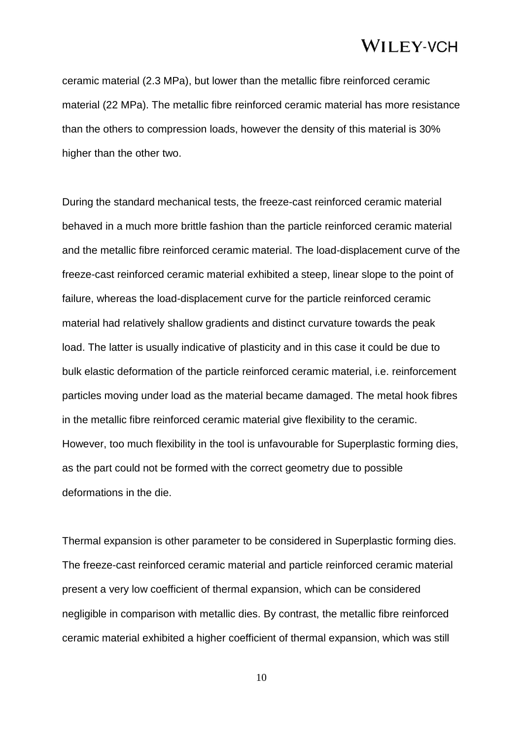ceramic material (2.3 MPa), but lower than the metallic fibre reinforced ceramic material (22 MPa). The metallic fibre reinforced ceramic material has more resistance than the others to compression loads, however the density of this material is 30% higher than the other two.

During the standard mechanical tests, the freeze-cast reinforced ceramic material behaved in a much more brittle fashion than the particle reinforced ceramic material and the metallic fibre reinforced ceramic material. The load-displacement curve of the freeze-cast reinforced ceramic material exhibited a steep, linear slope to the point of failure, whereas the load-displacement curve for the particle reinforced ceramic material had relatively shallow gradients and distinct curvature towards the peak load. The latter is usually indicative of plasticity and in this case it could be due to bulk elastic deformation of the particle reinforced ceramic material, i.e. reinforcement particles moving under load as the material became damaged. The metal hook fibres in the metallic fibre reinforced ceramic material give flexibility to the ceramic. However, too much flexibility in the tool is unfavourable for Superplastic forming dies, as the part could not be formed with the correct geometry due to possible deformations in the die.

Thermal expansion is other parameter to be considered in Superplastic forming dies. The freeze-cast reinforced ceramic material and particle reinforced ceramic material present a very low coefficient of thermal expansion, which can be considered negligible in comparison with metallic dies. By contrast, the metallic fibre reinforced ceramic material exhibited a higher coefficient of thermal expansion, which was still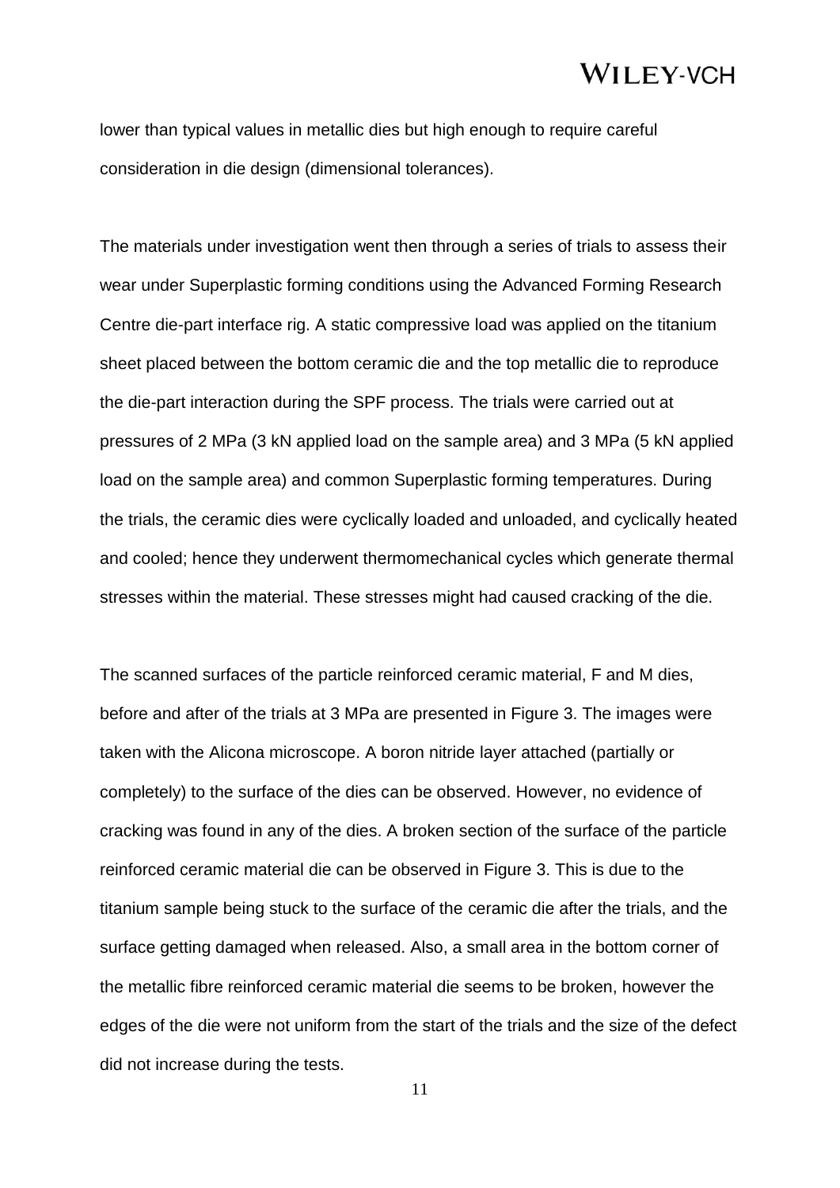lower than typical values in metallic dies but high enough to require careful consideration in die design (dimensional tolerances).

The materials under investigation went then through a series of trials to assess their wear under Superplastic forming conditions using the Advanced Forming Research Centre die-part interface rig. A static compressive load was applied on the titanium sheet placed between the bottom ceramic die and the top metallic die to reproduce the die-part interaction during the SPF process. The trials were carried out at pressures of 2 MPa (3 kN applied load on the sample area) and 3 MPa (5 kN applied load on the sample area) and common Superplastic forming temperatures. During the trials, the ceramic dies were cyclically loaded and unloaded, and cyclically heated and cooled; hence they underwent thermomechanical cycles which generate thermal stresses within the material. These stresses might had caused cracking of the die.

The scanned surfaces of the particle reinforced ceramic material, F and M dies, before and after of the trials at 3 MPa are presented in Figure 3. The images were taken with the Alicona microscope. A boron nitride layer attached (partially or completely) to the surface of the dies can be observed. However, no evidence of cracking was found in any of the dies. A broken section of the surface of the particle reinforced ceramic material die can be observed in Figure 3. This is due to the titanium sample being stuck to the surface of the ceramic die after the trials, and the surface getting damaged when released. Also, a small area in the bottom corner of the metallic fibre reinforced ceramic material die seems to be broken, however the edges of the die were not uniform from the start of the trials and the size of the defect did not increase during the tests.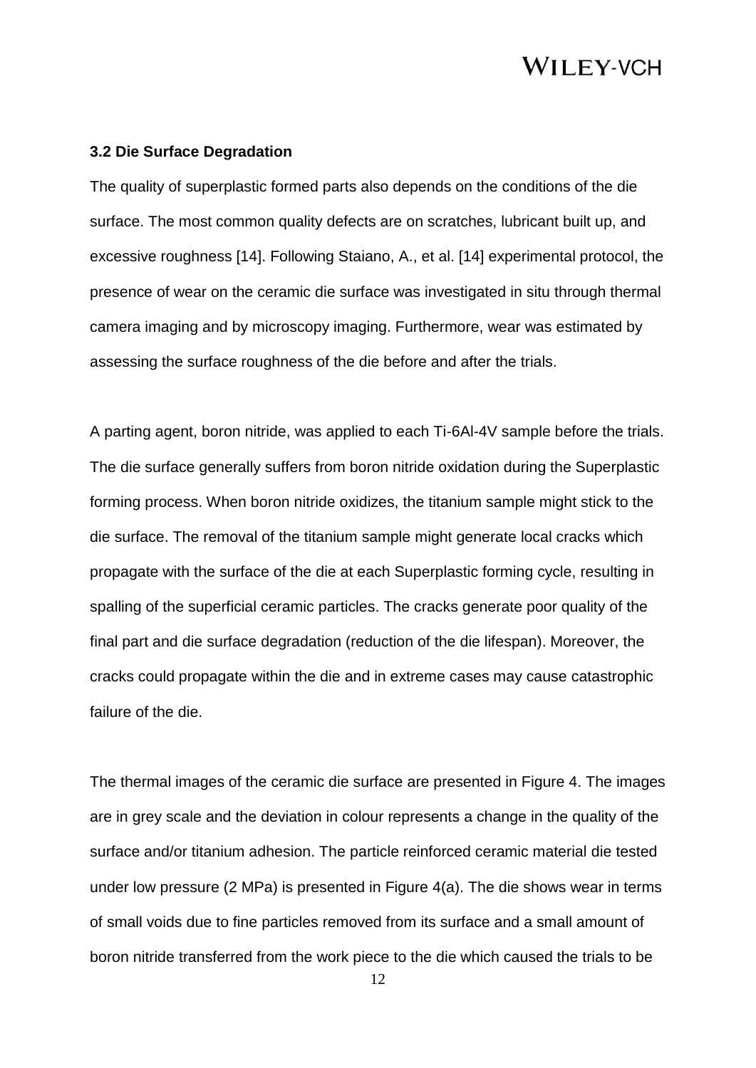### 3.2 Die Surface Degradation

The quality of superplastic formed parts also depends on the conditions of the die surface. The most common quality defects are on scratches, lubricant built up, and excessive roughness [14]. Following Staiano, A., et al. [14] experimental protocol, the presence of wear on the ceramic die surface was investigated in situ through thermal camera imaging and by microscopy imaging. Furthermore, wear was estimated by assessing the surface roughness of the die before and after the trials.

A parting agent, boron nitride, was applied to each Ti-6Al-4V sample before the trials. The die surface generally suffers from boron nitride oxidation during the Superplastic forming process. When boron nitride oxidizes, the titanium sample might stick to the die surface. The removal of the titanium sample might generate local cracks which propagate with the surface of the die at each Superplastic forming cycle, resulting in spalling of the superficial ceramic particles. The cracks generate poor quality of the final part and die surface degradation (reduction of the die lifespan). Moreover, the cracks could propagate within the die and in extreme cases may cause catastrophic failure of the die.

The thermal images of the ceramic die surface are presented in Figure 4. The images are in grey scale and the deviation in colour represents a change in the quality of the surface and/or titanium adhesion. The particle reinforced ceramic material die tested under low pressure (2 MPa) is presented in Figure 4(a). The die shows wear in terms of small voids due to fine particles removed from its surface and a small amount of boron nitride transferred from the work piece to the die which caused the trials to be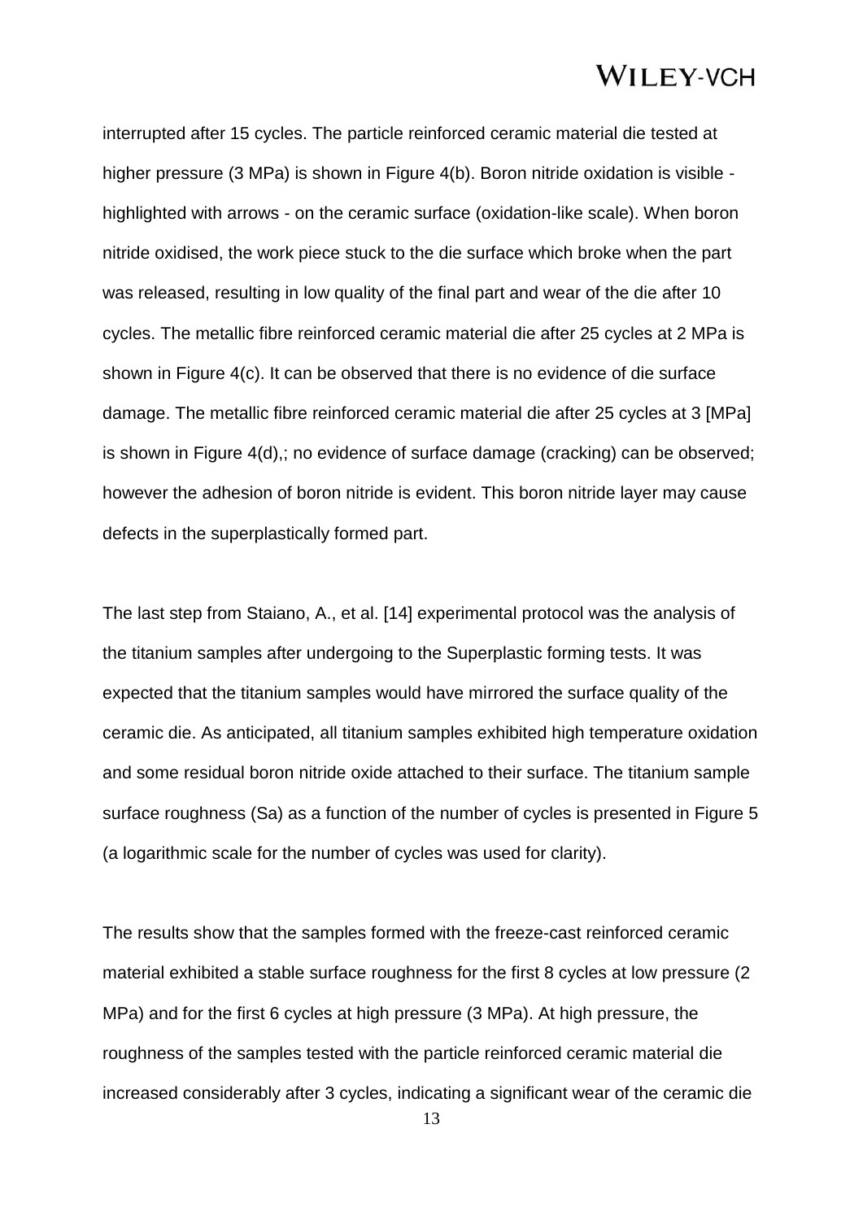interrupted after 15 cycles. The particle reinforced ceramic material die tested at higher pressure (3 MPa) is shown in Figure 4(b). Boron nitride oxidation is visible - highlighted with arrows - on the ceramic surface (oxidation-like scale). When boron nitride oxidised, the work piece stuck to the die surface which broke when the part was released, resulting in low quality of the final part and wear of the die after 10 cycles. The metallic fibre reinforced ceramic material die after 25 cycles at 2 MPa is shown in Figure 4(c). It can be observed that there is no evidence of die surface damage. The metallic fibre reinforced ceramic material die after 25 cycles at 3 [MPa] is shown in Figure 4(d),; no evidence of surface damage (cracking) can be observed; however the adhesion of boron nitride is evident. This boron nitride layer may cause defects in the superplastically formed part.

The last step from Staiano, A., et al. [14] experimental protocol was the analysis of the titanium samples after undergoing to the Superplastic forming tests. It was expected that the titanium samples would have mirrored the surface quality of the ceramic die. As anticipated, all titanium samples exhibited high temperature oxidation and some residual boron nitride oxide attached to their surface. The titanium sample surface roughness (Sa) as a function of the number of cycles is presented in Figure 5 (a logarithmic scale for the number of cycles was used for clarity).

The results show that the samples formed with the freeze-cast reinforced ceramic material exhibited a stable surface roughness for the first 8 cycles at low pressure (2 MPa) and for the first 6 cycles at high pressure (3 MPa). At high pressure, the roughness of the samples tested with the particle reinforced ceramic material die increased considerably after 3 cycles, indicating a significant wear of the ceramic die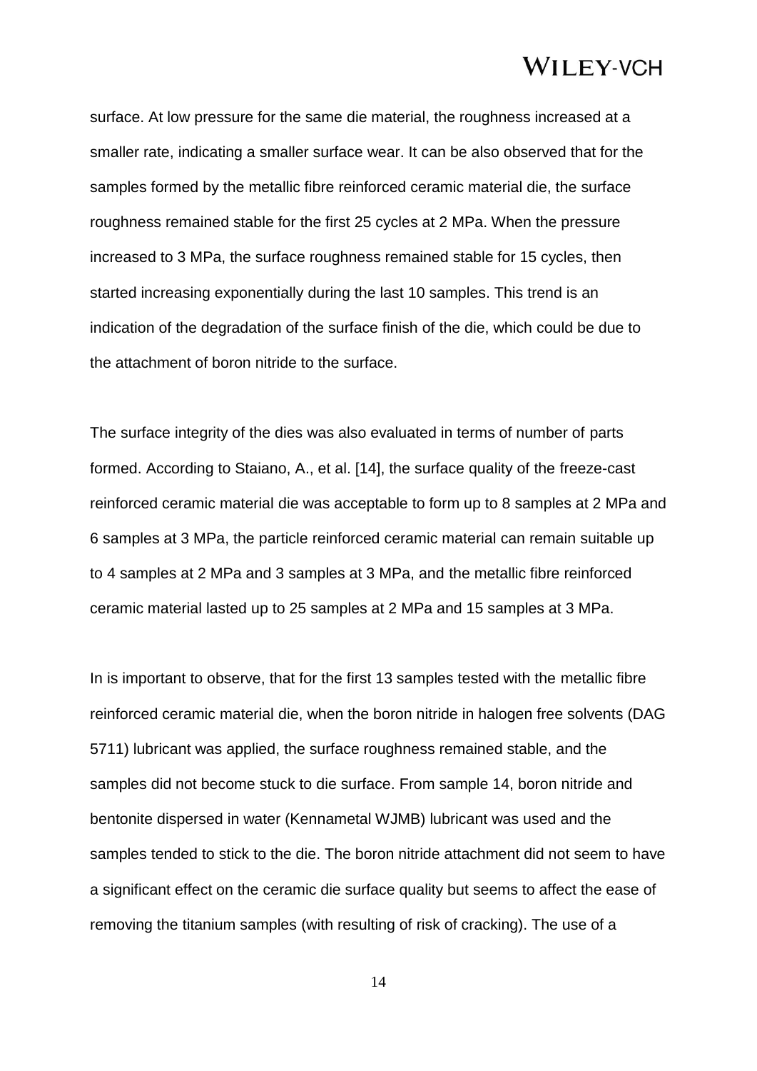surface. At low pressure for the same die material, the roughness increased at a smaller rate, indicating a smaller surface wear. It can be also observed that for the samples formed by the metallic fibre reinforced ceramic material die, the surface roughness remained stable for the first 25 cycles at 2 MPa. When the pressure increased to 3 MPa, the surface roughness remained stable for 15 cycles, then started increasing exponentially during the last 10 samples. This trend is an indication of the degradation of the surface finish of the die, which could be due to the attachment of boron nitride to the surface.

The surface integrity of the dies was also evaluated in terms of number of parts formed. According to Staiano, A., et al. [14], the surface quality of the freeze-cast reinforced ceramic material die was acceptable to form up to 8 samples at 2 MPa and 6 samples at 3 MPa, the particle reinforced ceramic material can remain suitable up to 4 samples at 2 MPa and 3 samples at 3 MPa, and the metallic fibre reinforced ceramic material lasted up to 25 samples at 2 MPa and 15 samples at 3 MPa.

In is important to observe, that for the first 13 samples tested with the metallic fibre reinforced ceramic material die, when the boron nitride in halogen free solvents (DAG 5711) lubricant was applied, the surface roughness remained stable, and the samples did not become stuck to die surface. From sample 14, boron nitride and bentonite dispersed in water (Kennametal WJMB) lubricant was used and the samples tended to stick to the die. The boron nitride attachment did not seem to have a significant effect on the ceramic die surface quality but seems to affect the ease of removing the titanium samples (with resulting of risk of cracking). The use of a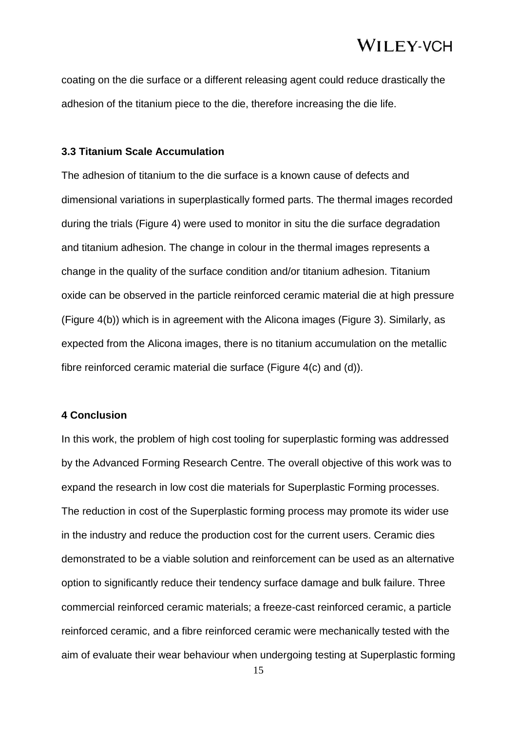coating on the die surface or a different releasing agent could reduce drastically the adhesion of the titanium piece to the die, therefore increasing the die life.

### 3.3 Titanium Scale Accumulation

The adhesion of titanium to the die surface is a known cause of defects and dimensional variations in superplastically formed parts. The thermal images recorded during the trials (Figure 4) were used to monitor in situ the die surface degradation and titanium adhesion. The change in colour in the thermal images represents a change in the quality of the surface condition and/or titanium adhesion. Titanium oxide can be observed in the particle reinforced ceramic material die at high pressure (Figure 4(b)) which is in agreement with the Alicona images (Figure 3). Similarly, as expected from the Alicona images, there is no titanium accumulation on the metallic fibre reinforced ceramic material die surface (Figure 4(c) and (d)).

## 4 Conclusion

In this work, the problem of high cost tooling for superplastic forming was addressed by the Advanced Forming Research Centre. The overall objective of this work was to expand the research in low cost die materials for Superplastic Forming processes. The reduction in cost of the Superplastic forming process may promote its wider use in the industry and reduce the production cost for the current users. Ceramic dies demonstrated to be a viable solution and reinforcement can be used as an alternative option to significantly reduce their tendency surface damage and bulk failure. Three commercial reinforced ceramic materials; a freeze-cast reinforced ceramic, a particle reinforced ceramic, and a fibre reinforced ceramic were mechanically tested with the aim of evaluate their wear behaviour when undergoing testing at Superplastic forming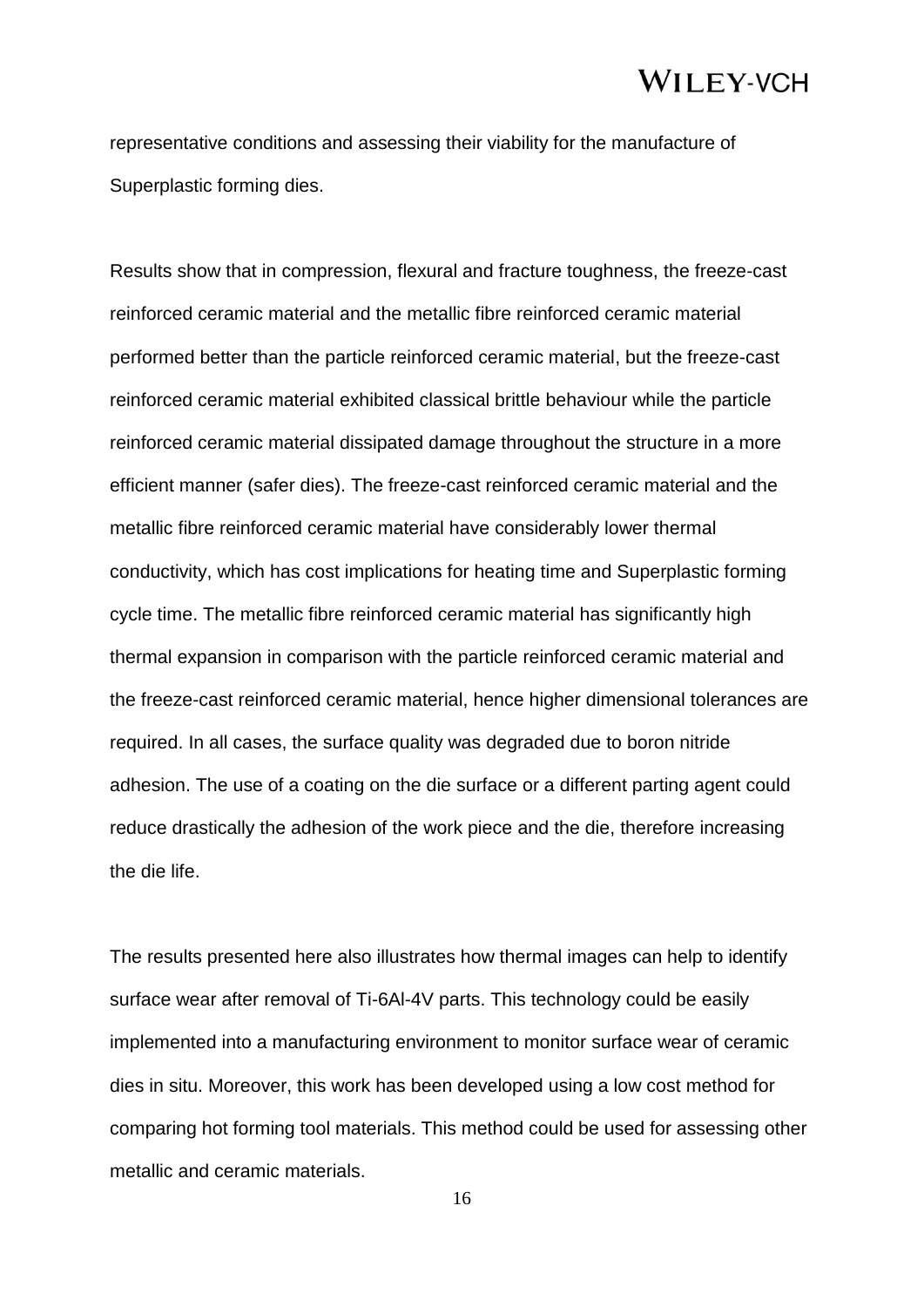representative conditions and assessing their viability for the manufacture of Superplastic forming dies.

Results show that in compression, flexural and fracture toughness, the freeze-cast reinforced ceramic material and the metallic fibre reinforced ceramic material performed better than the particle reinforced ceramic material, but the freeze-cast reinforced ceramic material exhibited classical brittle behaviour while the particle reinforced ceramic material dissipated damage throughout the structure in a more efficient manner (safer dies). The freeze-cast reinforced ceramic material and the metallic fibre reinforced ceramic material have considerably lower thermal conductivity, which has cost implications for heating time and Superplastic forming cycle time. The metallic fibre reinforced ceramic material has significantly high thermal expansion in comparison with the particle reinforced ceramic material and the freeze-cast reinforced ceramic material, hence higher dimensional tolerances are required. In all cases, the surface quality was degraded due to boron nitride adhesion. The use of a coating on the die surface or a different parting agent could reduce drastically the adhesion of the work piece and the die, therefore increasing the die life.

The results presented here also illustrates how thermal images can help to identify surface wear after removal of Ti-6Al-4V parts. This technology could be easily implemented into a manufacturing environment to monitor surface wear of ceramic dies in situ. Moreover, this work has been developed using a low cost method for comparing hot forming tool materials. This method could be used for assessing other metallic and ceramic materials.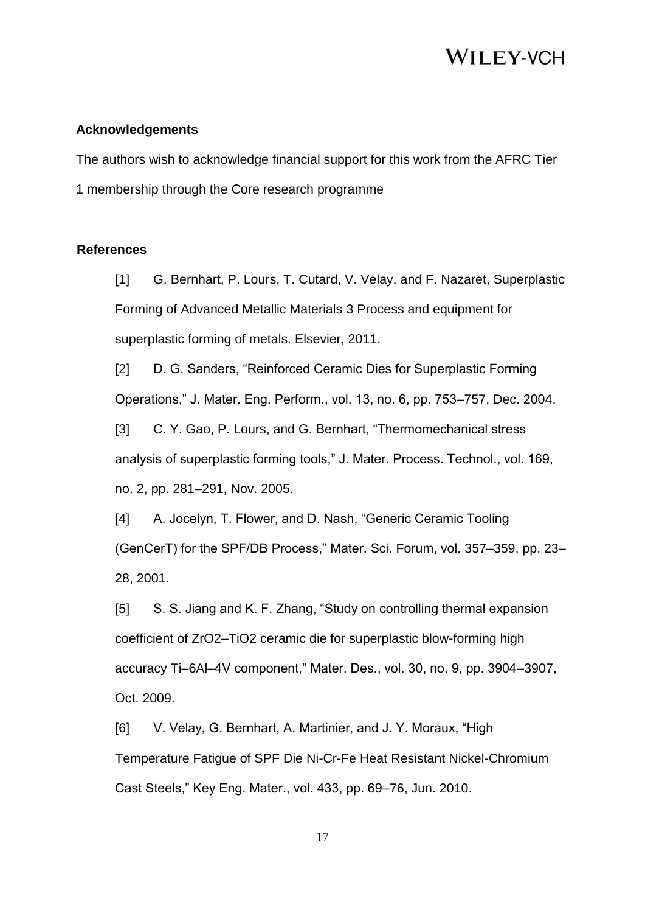**Acknowledgements**

The authors wish to acknowledge financial support for this work from the AFRC Tier 1 membership through the Core research programme

**References**

[1] G. Bernhart, P. Lours, T. Cutard, V. Velay, and F. Nazaret, Superplastic Forming of Advanced Metallic Materials 3 Process and equipment for superplastic forming of metals. Elsevier, 2011.

[2] D. G. Sanders, "Reinforced Ceramic Dies for Superplastic Forming Operations," J. Mater. Eng. Perform., vol. 13, no. 6, pp. 753–757, Dec. 2004.

[3] C. Y. Gao, P. Lours, and G. Bernhart, "Thermomechanical stress analysis of superplastic forming tools," J. Mater. Process. Technol., vol. 169, no. 2, pp. 281–291, Nov. 2005.

[4] A. Jocelyn, T. Flower, and D. Nash, "Generic Ceramic Tooling (GenCerT) for the SPF/DB Process," Mater. Sci. Forum, vol. 357–359, pp. 23–28, 2001.

[5] S. S. Jiang and K. F. Zhang, "Study on controlling thermal expansion coefficient of ZrO2–TiO2 ceramic die for superplastic blow-forming high accuracy Ti–6Al–4V component," Mater. Des., vol. 30, no. 9, pp. 3904–3907, Oct. 2009.

[6] V. Velay, G. Bernhart, A. Martinier, and J. Y. Moraux, "High Temperature Fatigue of SPF Die Ni-Cr-Fe Heat Resistant Nickel-Chromium Cast Steels," Key Eng. Mater., vol. 433, pp. 69–76, Jun. 2010.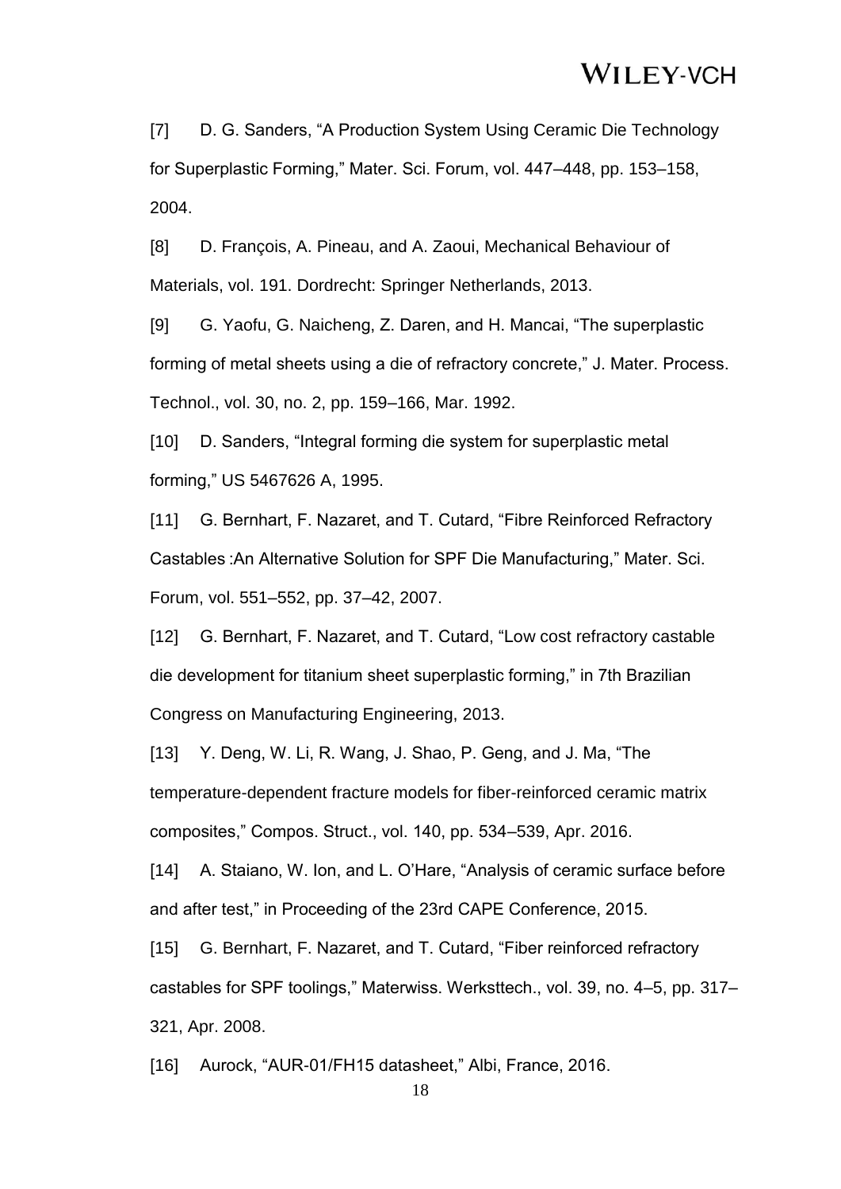[7] D. G. Sanders, "A Production System Using Ceramic Die Technology for Superplastic Forming," Mater. Sci. Forum, vol. 447–448, pp. 153–158, 2004.

[8] D. François, A. Pineau, and A. Zaoui, Mechanical Behaviour of Materials, vol. 191. Dordrecht: Springer Netherlands, 2013.

[9] G. Yaofu, G. Naicheng, Z. Daren, and H. Mancai, "The superplastic forming of metal sheets using a die of refractory concrete," J. Mater. Process. Technol., vol. 30, no. 2, pp. 159–166, Mar. 1992.

[10] D. Sanders, "Integral forming die system for superplastic metal forming," US 5467626 A, 1995.

[11] G. Bernhart, F. Nazaret, and T. Cutard, "Fibre Reinforced Refractory Castables :An Alternative Solution for SPF Die Manufacturing," Mater. Sci. Forum, vol. 551–552, pp. 37–42, 2007.

[12] G. Bernhart, F. Nazaret, and T. Cutard, "Low cost refractory castable die development for titanium sheet superplastic forming," in 7th Brazilian Congress on Manufacturing Engineering, 2013.

[13] Y. Deng, W. Li, R. Wang, J. Shao, P. Geng, and J. Ma, "The temperature-dependent fracture models for fiber-reinforced ceramic matrix composites," Compos. Struct., vol. 140, pp. 534–539, Apr. 2016.

[14] A. Staiano, W. Ion, and L. O'Hare, "Analysis of ceramic surface before and after test," in Proceeding of the 23rd CAPE Conference, 2015.

[15] G. Bernhart, F. Nazaret, and T. Cutard, "Fiber reinforced refractory castables for SPF toolings," Materwiss. Werksttech., vol. 39, no. 4–5, pp. 317–321, Apr. 2008.

[16] Aurock, "AUR-01/FH15 datasheet," Albi, France, 2016.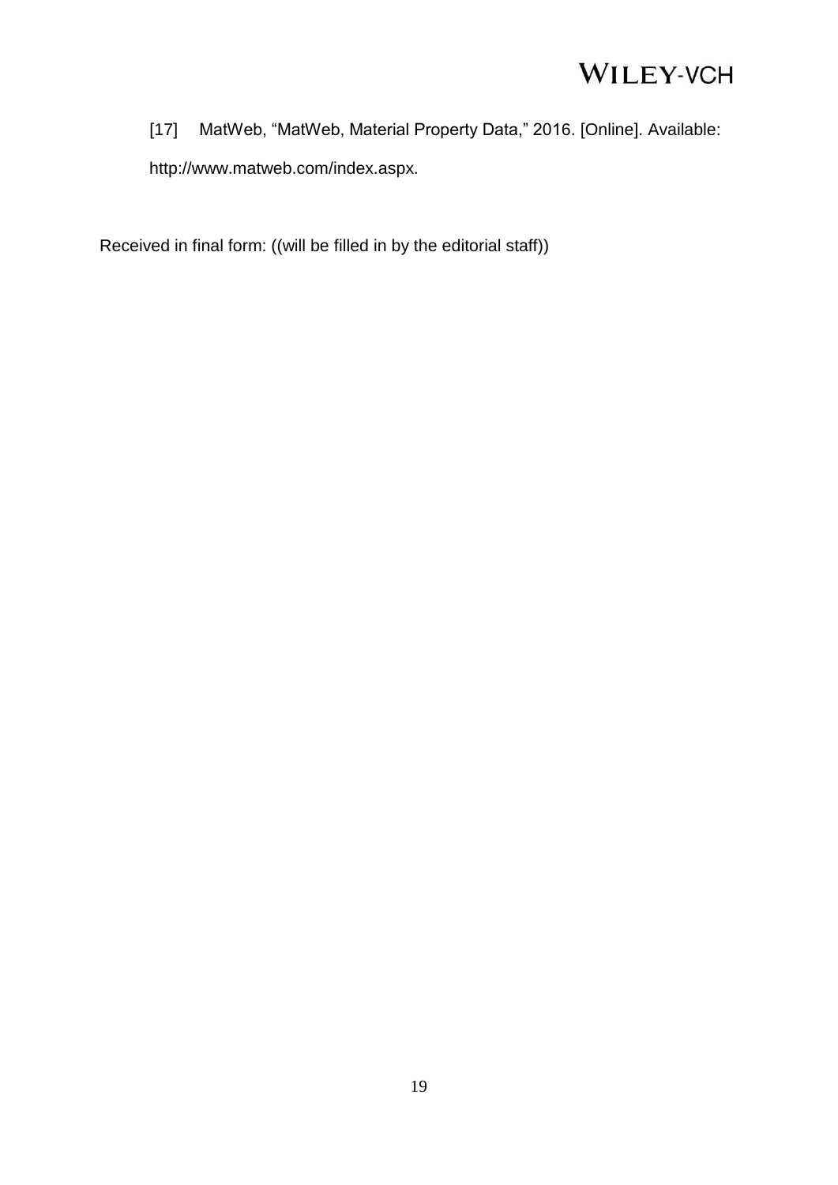[17] MatWeb, "MatWeb, Material Property Data," 2016. [Online]. Available: http://www.matweb.com/index.aspx.

Received in final form: ((will be filled in by the editorial staff))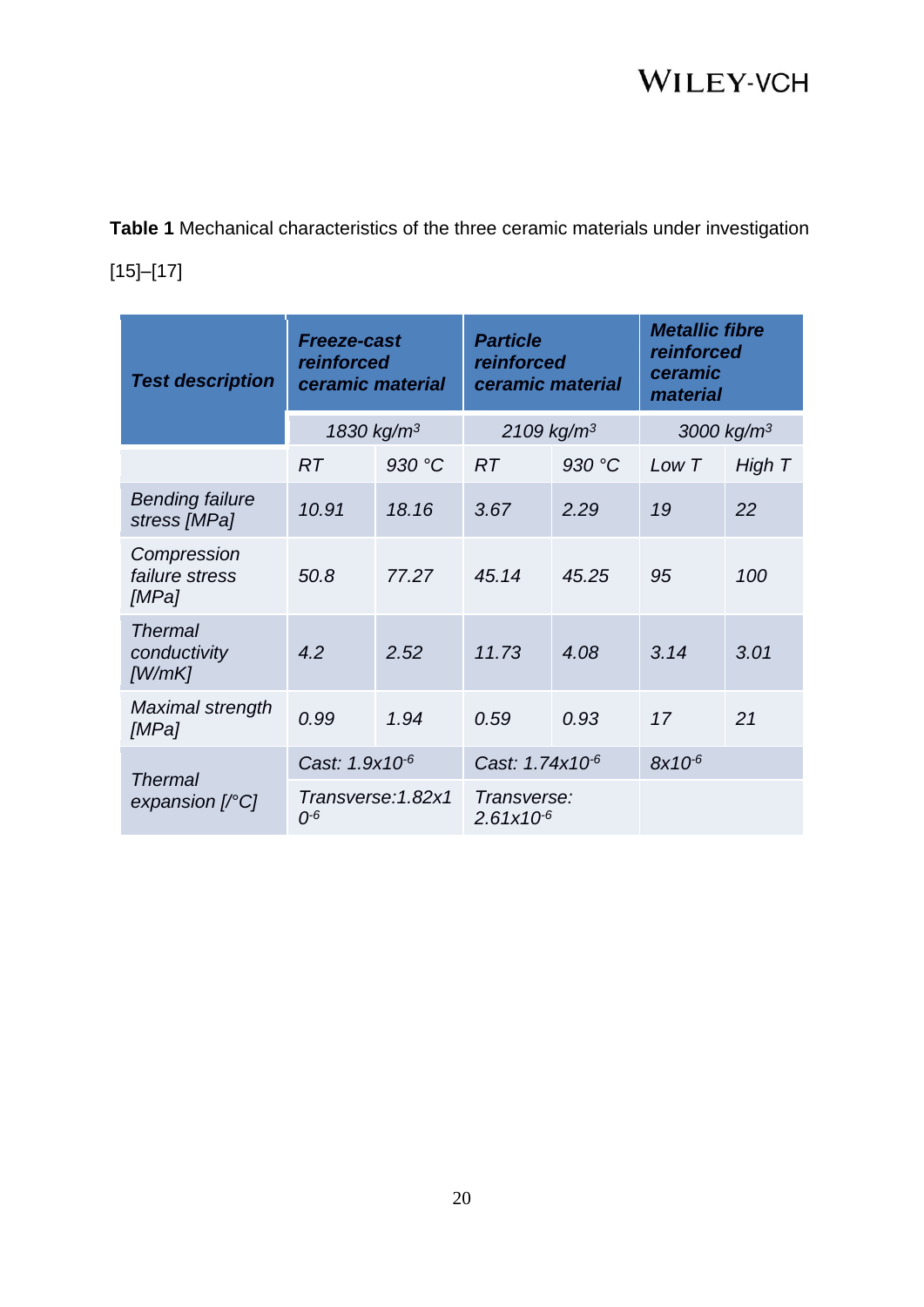**Table 1** Mechanical characteristics of the three ceramic materials under investigation [15]–[17]

| Test description | Freeze-cast reinforced ceramic material | | Particle reinforced ceramic material | | Metallic fibre reinforced ceramic material | |
|---|---|---|---|---|---|---|
| | 1830 kg/m$^3$ | | 2109 kg/m$^3$ | | 3000 kg/m$^3$ | |
| | RT | 930 °C | RT | 930 °C | Low T | High T |
| Bending failure stress [MPa] | 10.91 | 18.16 | 3.67 | 2.29 | 19 | 22 |
| Compression failure stress [MPa] | 50.8 | 77.27 | 45.14 | 45.25 | 95 | 100 |
| Thermal conductivity [W/mK] | 4.2 | 2.52 | 11.73 | 4.08 | 3.14 | 3.01 |
| Maximal strength [MPa] | 0.99 | 1.94 | 0.59 | 0.93 | 17 | 21 |
| Thermal expansion [/°C] | Cast: $1.9 \times 10^{-6}$ | | Cast: $1.74 \times 10^{-6}$ | | $8 \times 10^{-6}$ | |
| | Transverse: $1.82 \times 10^{-6}$ | | Transverse: $2.61 \times 10^{-6}$ | | | |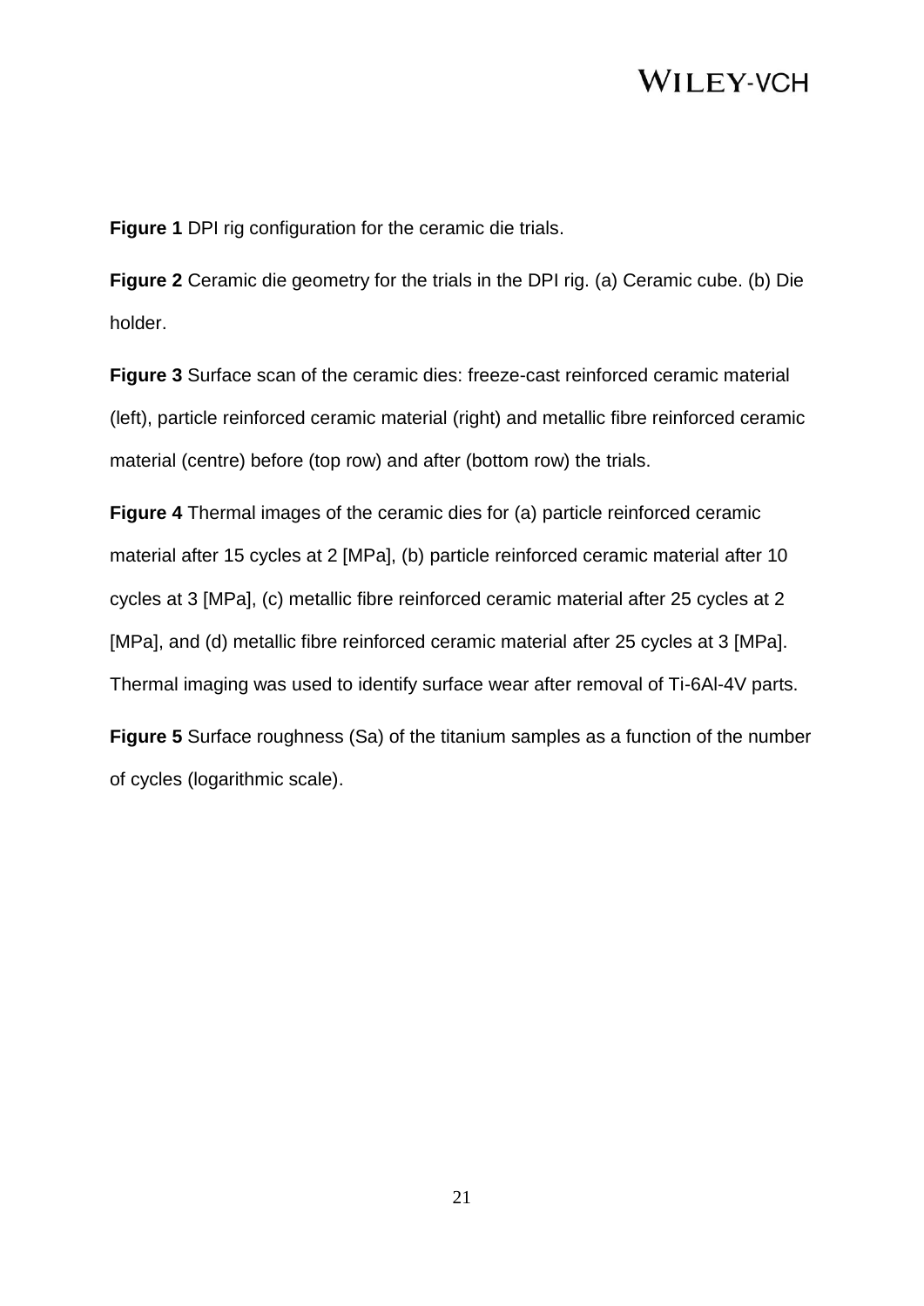**Figure 1** DPI rig configuration for the ceramic die trials.

**Figure 2** Ceramic die geometry for the trials in the DPI rig. (a) Ceramic cube. (b) Die holder.

**Figure 3** Surface scan of the ceramic dies: freeze-cast reinforced ceramic material (left), particle reinforced ceramic material (right) and metallic fibre reinforced ceramic material (centre) before (top row) and after (bottom row) the trials.

**Figure 4** Thermal images of the ceramic dies for (a) particle reinforced ceramic material after 15 cycles at 2 [MPa], (b) particle reinforced ceramic material after 10 cycles at 3 [MPa], (c) metallic fibre reinforced ceramic material after 25 cycles at 2 [MPa], and (d) metallic fibre reinforced ceramic material after 25 cycles at 3 [MPa]. Thermal imaging was used to identify surface wear after removal of Ti-6Al-4V parts.

**Figure 5** Surface roughness (Sa) of the titanium samples as a function of the number of cycles (logarithmic scale).